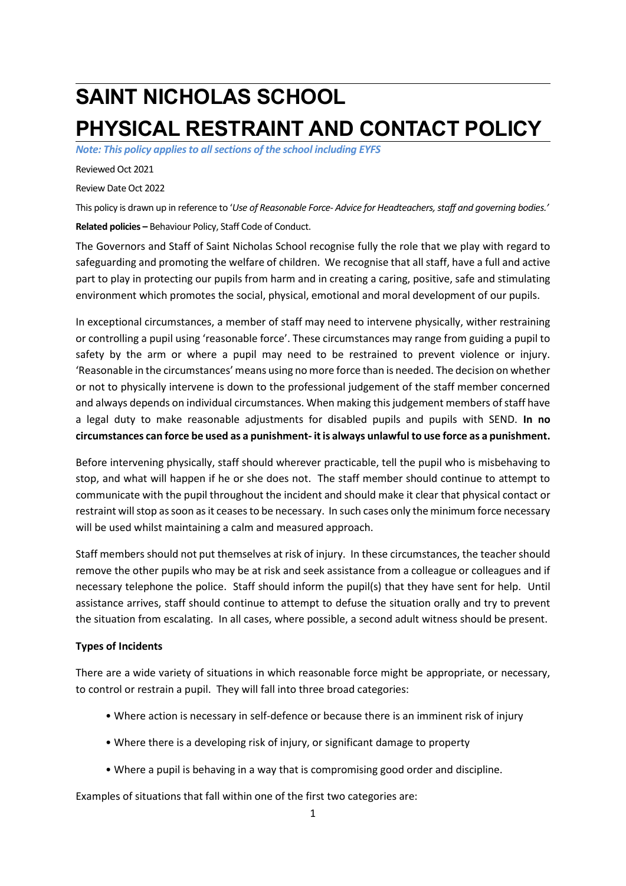# SAINT NICHOLAS SCHOOL

# PHYSICAL RESTRAINT AND CONTACT POLICY

***Note: This policy applies to all sections of the school including EYFS***

Reviewed Oct 2021

Review Date Oct 2022

This policy is drawn up in reference to '*Use of Reasonable Force- Advice for Headteachers, staff and governing bodies.*'

**Related policies –** Behaviour Policy, Staff Code of Conduct.

The Governors and Staff of Saint Nicholas School recognise fully the role that we play with regard to safeguarding and promoting the welfare of children. We recognise that all staff, have a full and active part to play in protecting our pupils from harm and in creating a caring, positive, safe and stimulating environment which promotes the social, physical, emotional and moral development of our pupils.

In exceptional circumstances, a member of staff may need to intervene physically, wither restraining or controlling a pupil using 'reasonable force'. These circumstances may range from guiding a pupil to safety by the arm or where a pupil may need to be restrained to prevent violence or injury. 'Reasonable in the circumstances' means using no more force than is needed. The decision on whether or not to physically intervene is down to the professional judgement of the staff member concerned and always depends on individual circumstances. When making this judgement members of staff have a legal duty to make reasonable adjustments for disabled pupils and pupils with SEND. **In no circumstances can force be used as a punishment- it is always unlawful to use force as a punishment.**

Before intervening physically, staff should wherever practicable, tell the pupil who is misbehaving to stop, and what will happen if he or she does not. The staff member should continue to attempt to communicate with the pupil throughout the incident and should make it clear that physical contact or restraint will stop as soon as it ceases to be necessary. In such cases only the minimum force necessary will be used whilst maintaining a calm and measured approach.

Staff members should not put themselves at risk of injury. In these circumstances, the teacher should remove the other pupils who may be at risk and seek assistance from a colleague or colleagues and if necessary telephone the police. Staff should inform the pupil(s) that they have sent for help. Until assistance arrives, staff should continue to attempt to defuse the situation orally and try to prevent the situation from escalating. In all cases, where possible, a second adult witness should be present.

**Types of Incidents**

There are a wide variety of situations in which reasonable force might be appropriate, or necessary, to control or restrain a pupil. They will fall into three broad categories:

- Where action is necessary in self-defence or because there is an imminent risk of injury
- Where there is a developing risk of injury, or significant damage to property
- Where a pupil is behaving in a way that is compromising good order and discipline.

Examples of situations that fall within one of the first two categories are: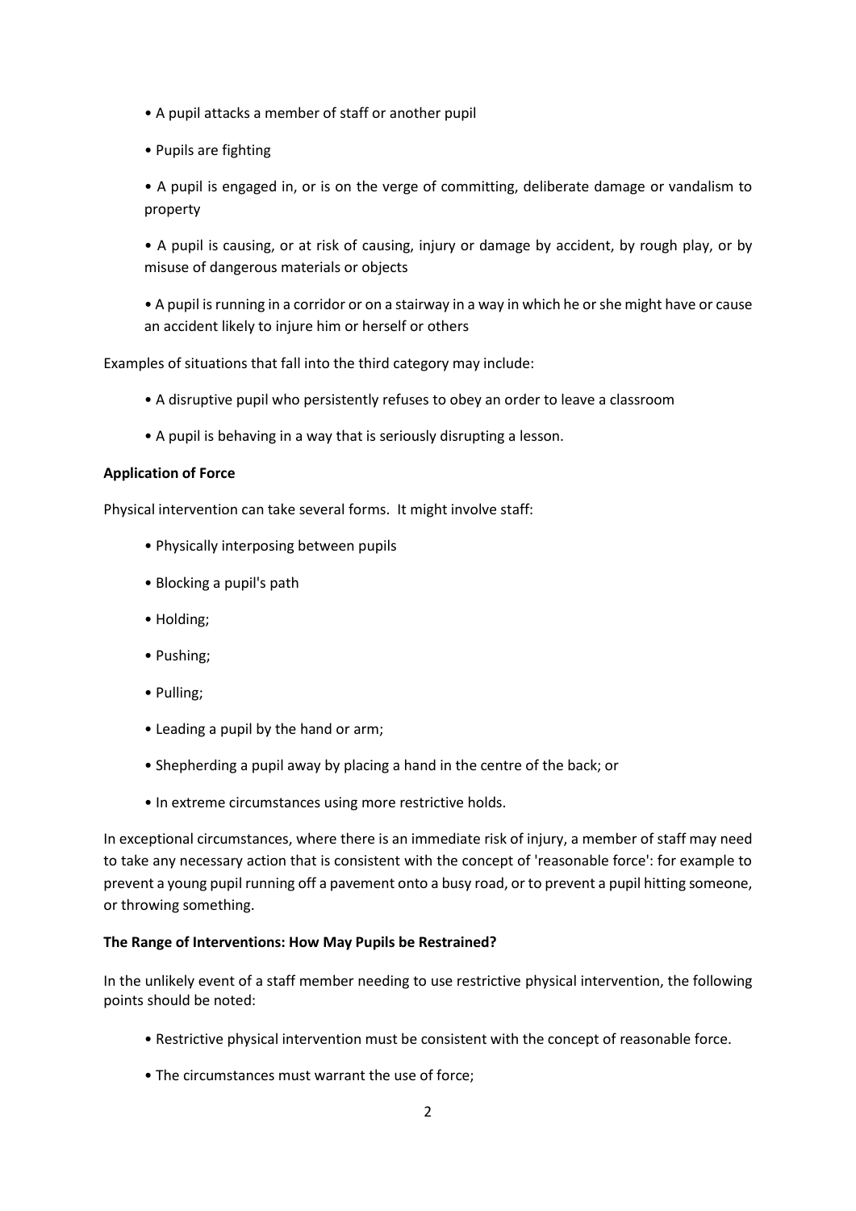- A pupil attacks a member of staff or another pupil
- Pupils are fighting
- A pupil is engaged in, or is on the verge of committing, deliberate damage or vandalism to property
- A pupil is causing, or at risk of causing, injury or damage by accident, by rough play, or by misuse of dangerous materials or objects
- A pupil is running in a corridor or on a stairway in a way in which he or she might have or cause an accident likely to injure him or herself or others

Examples of situations that fall into the third category may include:

- A disruptive pupil who persistently refuses to obey an order to leave a classroom
- A pupil is behaving in a way that is seriously disrupting a lesson.

**Application of Force**

Physical intervention can take several forms. It might involve staff:

- Physically interposing between pupils
- Blocking a pupil's path
- Holding;
- Pushing;
- Pulling;
- Leading a pupil by the hand or arm;
- Shepherding a pupil away by placing a hand in the centre of the back; or
- In extreme circumstances using more restrictive holds.

In exceptional circumstances, where there is an immediate risk of injury, a member of staff may need to take any necessary action that is consistent with the concept of 'reasonable force': for example to prevent a young pupil running off a pavement onto a busy road, or to prevent a pupil hitting someone, or throwing something.

**The Range of Interventions: How May Pupils be Restrained?**

In the unlikely event of a staff member needing to use restrictive physical intervention, the following points should be noted:

- Restrictive physical intervention must be consistent with the concept of reasonable force.
- The circumstances must warrant the use of force;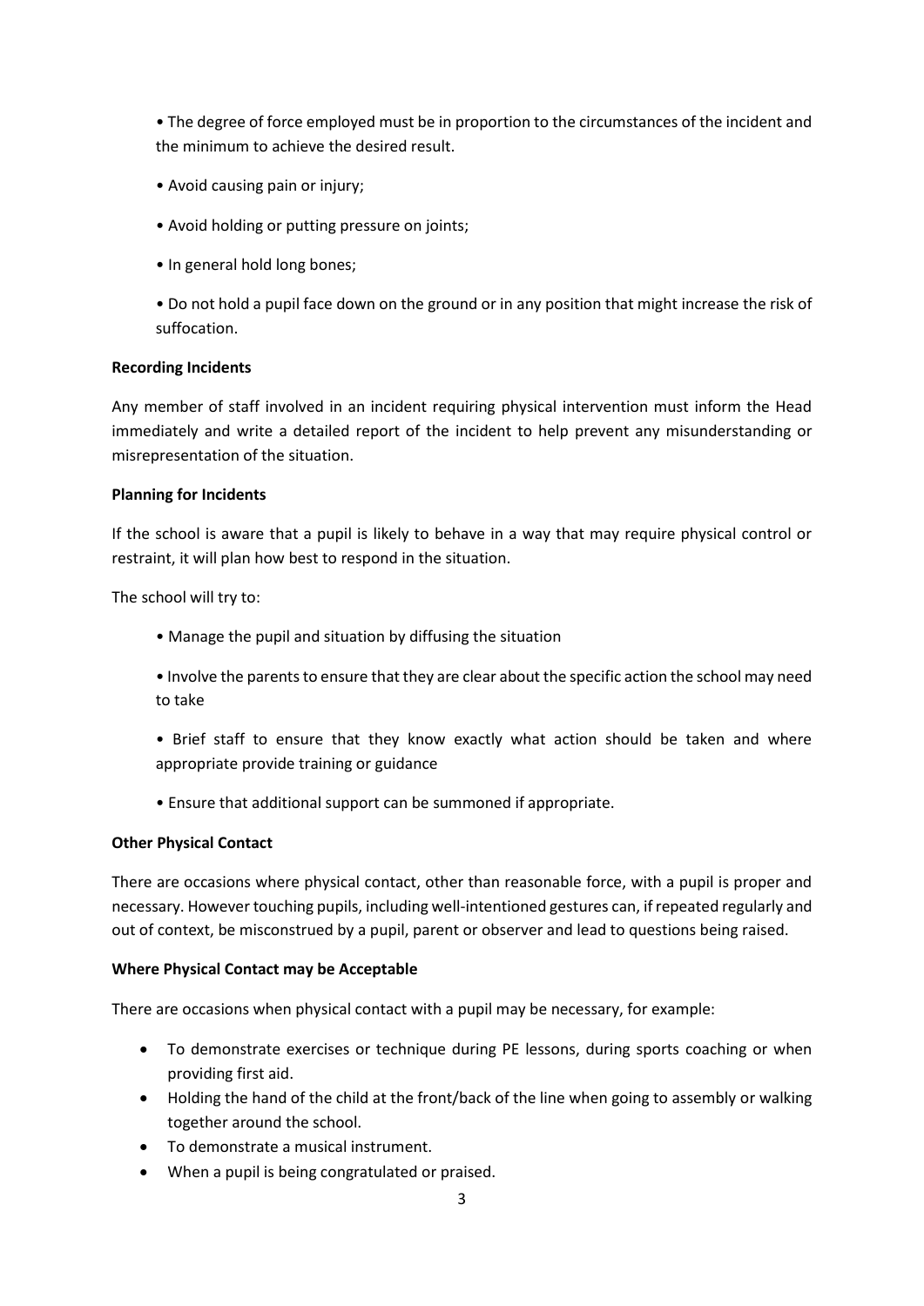- The degree of force employed must be in proportion to the circumstances of the incident and the minimum to achieve the desired result.
- Avoid causing pain or injury;
- Avoid holding or putting pressure on joints;
- In general hold long bones;
- Do not hold a pupil face down on the ground or in any position that might increase the risk of suffocation.

**Recording Incidents**

Any member of staff involved in an incident requiring physical intervention must inform the Head immediately and write a detailed report of the incident to help prevent any misunderstanding or misrepresentation of the situation.

**Planning for Incidents**

If the school is aware that a pupil is likely to behave in a way that may require physical control or restraint, it will plan how best to respond in the situation.

The school will try to:

- Manage the pupil and situation by diffusing the situation
- Involve the parents to ensure that they are clear about the specific action the school may need to take
- Brief staff to ensure that they know exactly what action should be taken and where appropriate provide training or guidance
- Ensure that additional support can be summoned if appropriate.

**Other Physical Contact**

There are occasions where physical contact, other than reasonable force, with a pupil is proper and necessary. However touching pupils, including well-intentioned gestures can, if repeated regularly and out of context, be misconstrued by a pupil, parent or observer and lead to questions being raised.

**Where Physical Contact may be Acceptable**

There are occasions when physical contact with a pupil may be necessary, for example:

- To demonstrate exercises or technique during PE lessons, during sports coaching or when providing first aid.
- Holding the hand of the child at the front/back of the line when going to assembly or walking together around the school.
- To demonstrate a musical instrument.
- When a pupil is being congratulated or praised.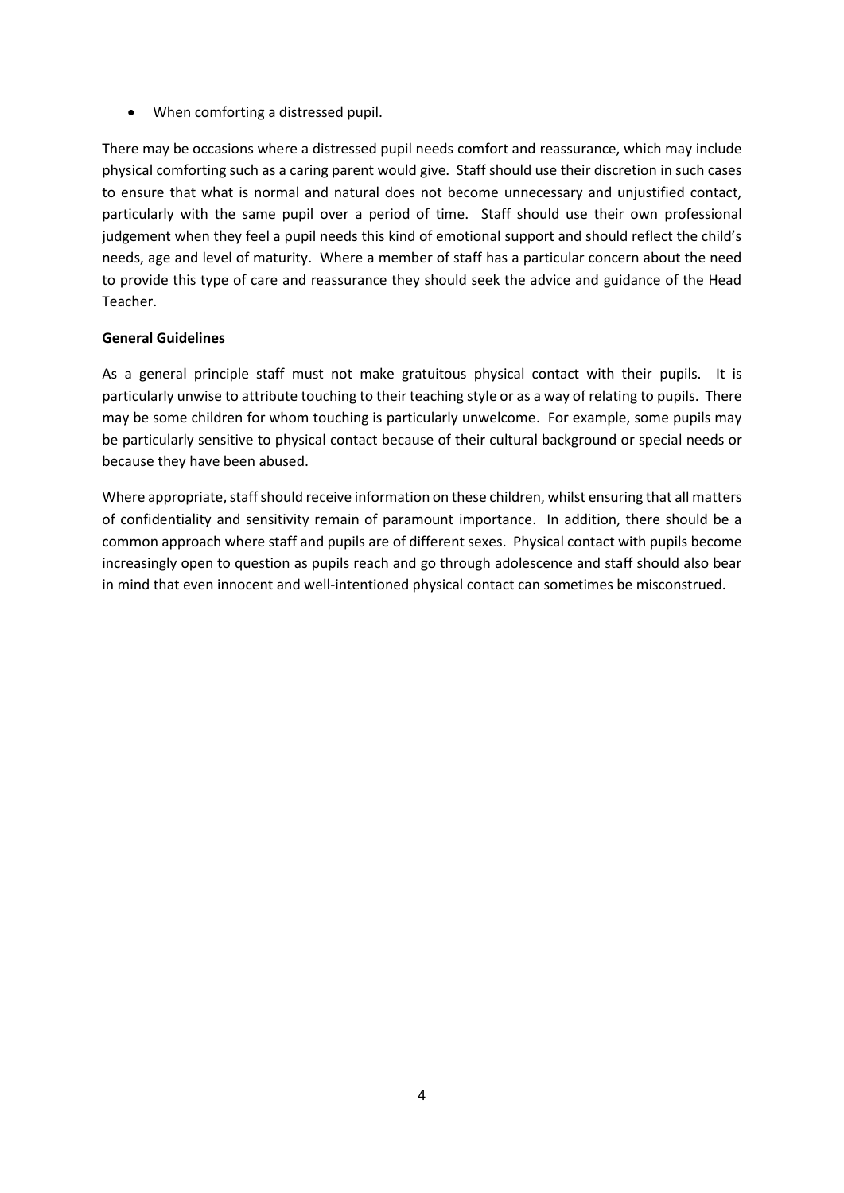- When comforting a distressed pupil.

There may be occasions where a distressed pupil needs comfort and reassurance, which may include physical comforting such as a caring parent would give. Staff should use their discretion in such cases to ensure that what is normal and natural does not become unnecessary and unjustified contact, particularly with the same pupil over a period of time. Staff should use their own professional judgement when they feel a pupil needs this kind of emotional support and should reflect the child's needs, age and level of maturity. Where a member of staff has a particular concern about the need to provide this type of care and reassurance they should seek the advice and guidance of the Head Teacher.

**General Guidelines**

As a general principle staff must not make gratuitous physical contact with their pupils. It is particularly unwise to attribute touching to their teaching style or as a way of relating to pupils. There may be some children for whom touching is particularly unwelcome. For example, some pupils may be particularly sensitive to physical contact because of their cultural background or special needs or because they have been abused.

Where appropriate, staff should receive information on these children, whilst ensuring that all matters of confidentiality and sensitivity remain of paramount importance. In addition, there should be a common approach where staff and pupils are of different sexes. Physical contact with pupils become increasingly open to question as pupils reach and go through adolescence and staff should also bear in mind that even innocent and well-intentioned physical contact can sometimes be misconstrued.